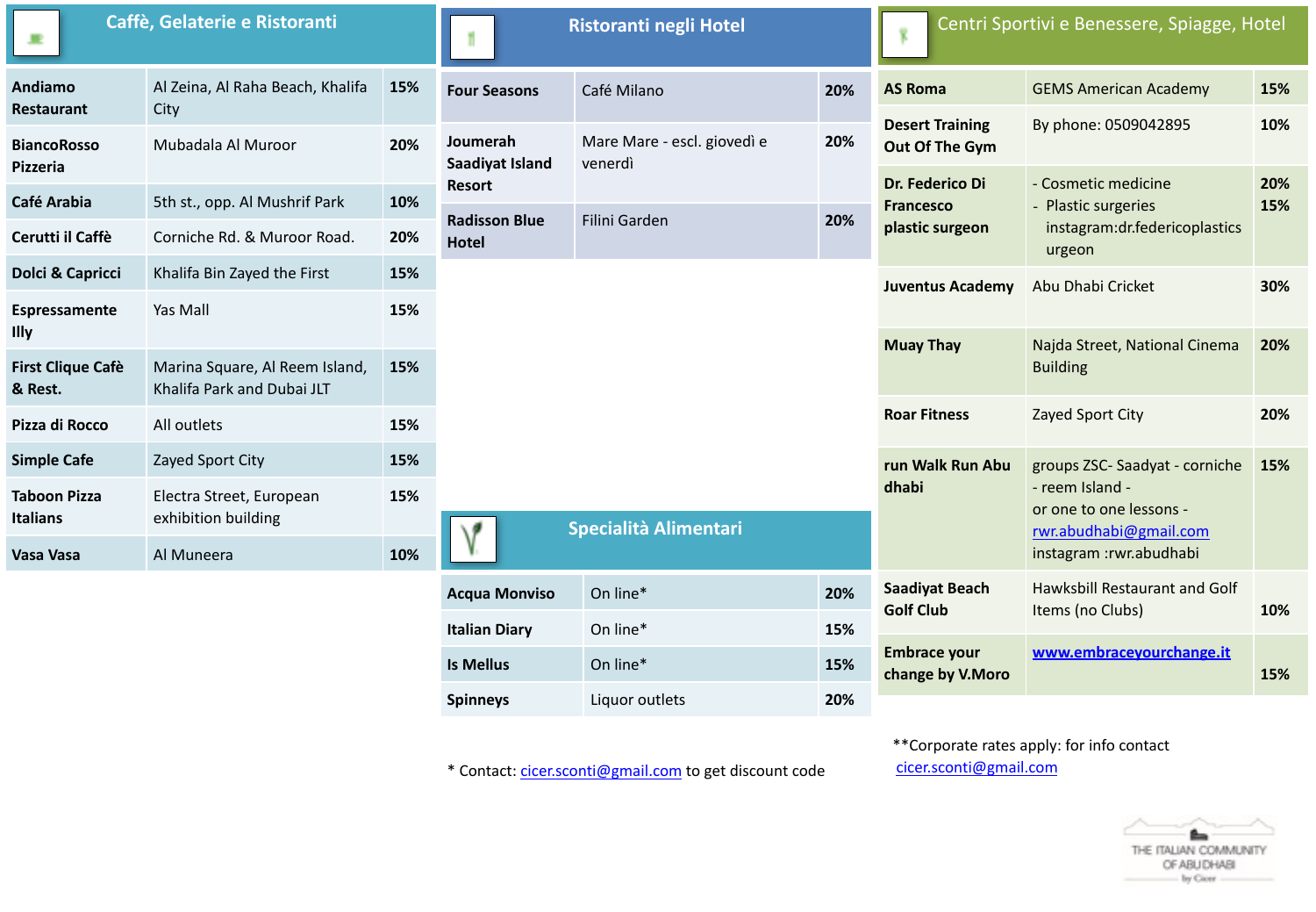## Caffè, Gelaterie e Ristoranti

| | | |
|---|---|---|
| **Andiamo Restaurant** | Al Zeina, Al Raha Beach, Khalifa City | **15%** |
| **BiancoRosso Pizzeria** | Mubadala Al Muroor | **20%** |
| **Café Arabia** | 5th st., opp. Al Mushrif Park | **10%** |
| **Cerutti il Caffè** | Corniche Rd. & Muroor Road. | **20%** |
| **Dolci & Capricci** | Khalifa Bin Zayed the First | **15%** |
| **Espressamente Illy** | Yas Mall | **15%** |
| **First Clique Cafè & Rest.** | Marina Square, Al Reem Island, Khalifa Park and Dubai JLT | **15%** |
| **Pizza di Rocco** | All outlets | **15%** |
| **Simple Cafe** | Zayed Sport City | **15%** |
| **Taboon Pizza Italians** | Electra Street, European exhibition building | **15%** |
| **Vasa Vasa** | Al Muneera | **10%** |

## Ristoranti negli Hotel

| | | |
|---|---|---|
| **Four Seasons** | Café Milano | **20%** |
| **Joumerah Saadiyat Island Resort** | Mare Mare - escl. giovedì e venerdì | **20%** |
| **Radisson Blue Hotel** | Filini Garden | **20%** |

## Specialità Alimentari

| | | |
|---|---|---|
| **Acqua Monviso** | On line* | **20%** |
| **Italian Diary** | On line* | **15%** |
| **Is Mellus** | On line* | **15%** |
| **Spinneys** | Liquor outlets | **20%** |

\* Contact: cicer.sconti@gmail.com to get discount code

## Centri Sportivi e Benessere, Spiagge, Hotel

| | | |
|---|---|---|
| **AS Roma** | GEMS American Academy | **15%** |
| **Desert Training Out Of The Gym** | By phone: 0509042895 | **10%** |
| **Dr. Federico Di Francesco plastic surgeon** | - Cosmetic medicine<br>- Plastic surgeries instagram:dr.federicoplastics urgeon | **20%**<br>**15%** |
| **Juventus Academy** | Abu Dhabi Cricket | **30%** |
| **Muay Thay** | Najda Street, National Cinema Building | **20%** |
| **Roar Fitness** | Zayed Sport City | **20%** |
| **run Walk Run Abu dhabi** | groups ZSC- Saadyat - corniche - reem Island - or one to one lessons - rwr.abudhabi@gmail.com instagram :rwr.abudhabi | **15%** |
| **Saadiyat Beach Golf Club** | Hawksbill Restaurant and Golf Items (no Clubs) | **10%** |
| **Embrace your change by V.Moro** | www.embraceyourchange.it | **15%** |

**Corporate rates apply: for info contact cicer.sconti@gmail.com

THE ITALIAN COMMUNITY OF ABU DHABI by Cicer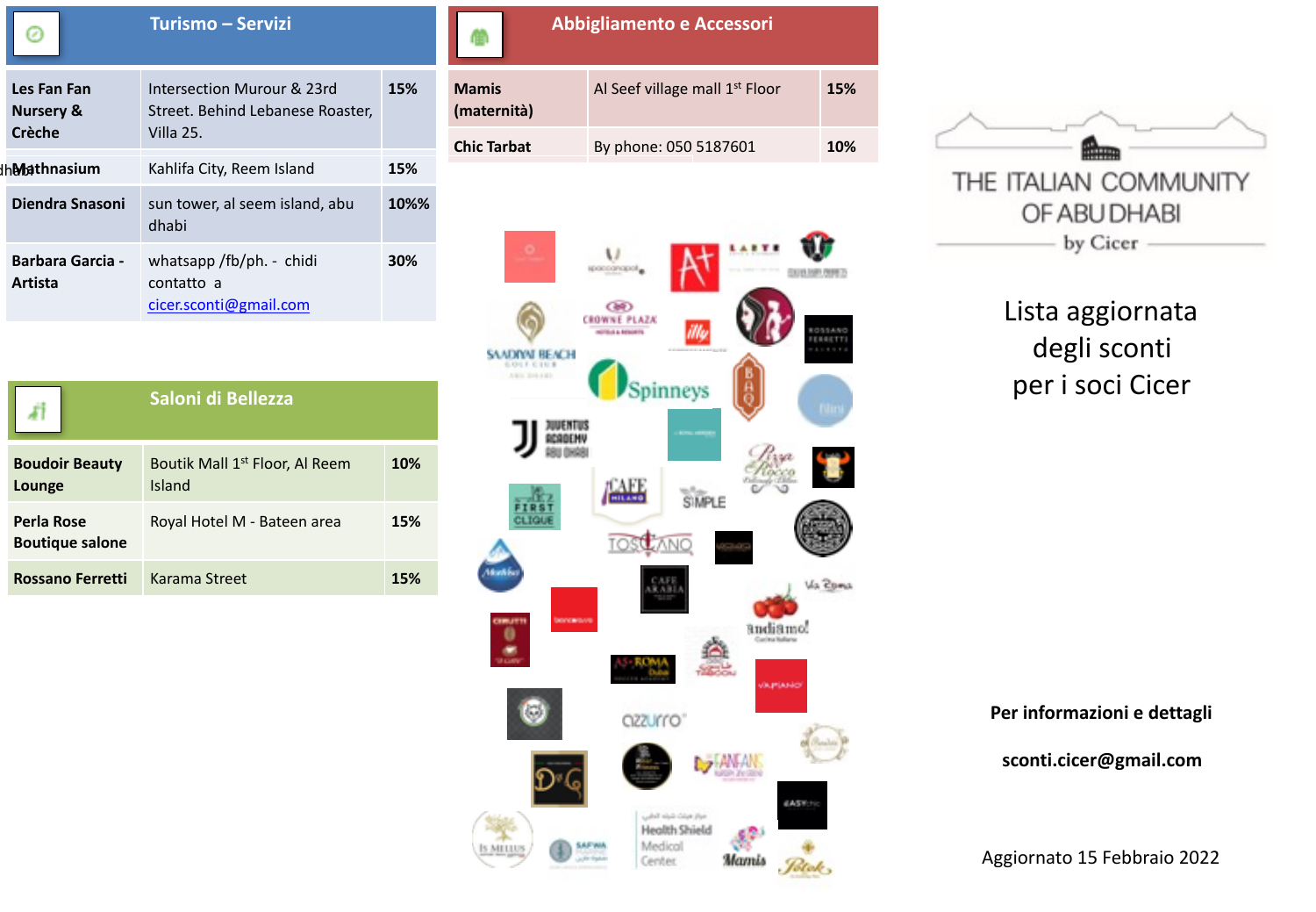## Turismo – Servizi

| | | |
|---|---|---|
| **Les Fan Fan Nursery & Crèche** | Intersection Murour & 23rd Street. Behind Lebanese Roaster, Villa 25. | **15%** |
| **Mathnasium** | Kahlifa City, Reem Island | **15%** |
| **Diendra Snasoni** | sun tower, al seem island, abu dhabi | **10%%** |
| **Barbara Garcia - Artista** | whatsapp /fb/ph. - chidi contatto a cicer.sconti@gmail.com | **30%** |

## Abbigliamento e Accessori

| | | |
|---|---|---|
| **Mamis (maternità)** | Al Seef village mall 1st Floor | **15%** |
| **Chic Tarbat** | By phone: 050 5187601 | **10%** |

## Saloni di Bellezza

| | | |
|---|---|---|
| **Boudoir Beauty Lounge** | Boutik Mall 1st Floor, Al Reem Island | **10%** |
| **Perla Rose Boutique salone** | Royal Hotel M - Bateen area | **15%** |
| **Rossano Ferretti** | Karama Street | **15%** |

THE ITALIAN COMMUNITY OF ABU DHABI by Cicer

Lista aggiornata degli sconti per i soci Cicer

**Per informazioni e dettagli**

**sconti.cicer@gmail.com**

Aggiornato 15 Febbraio 2022